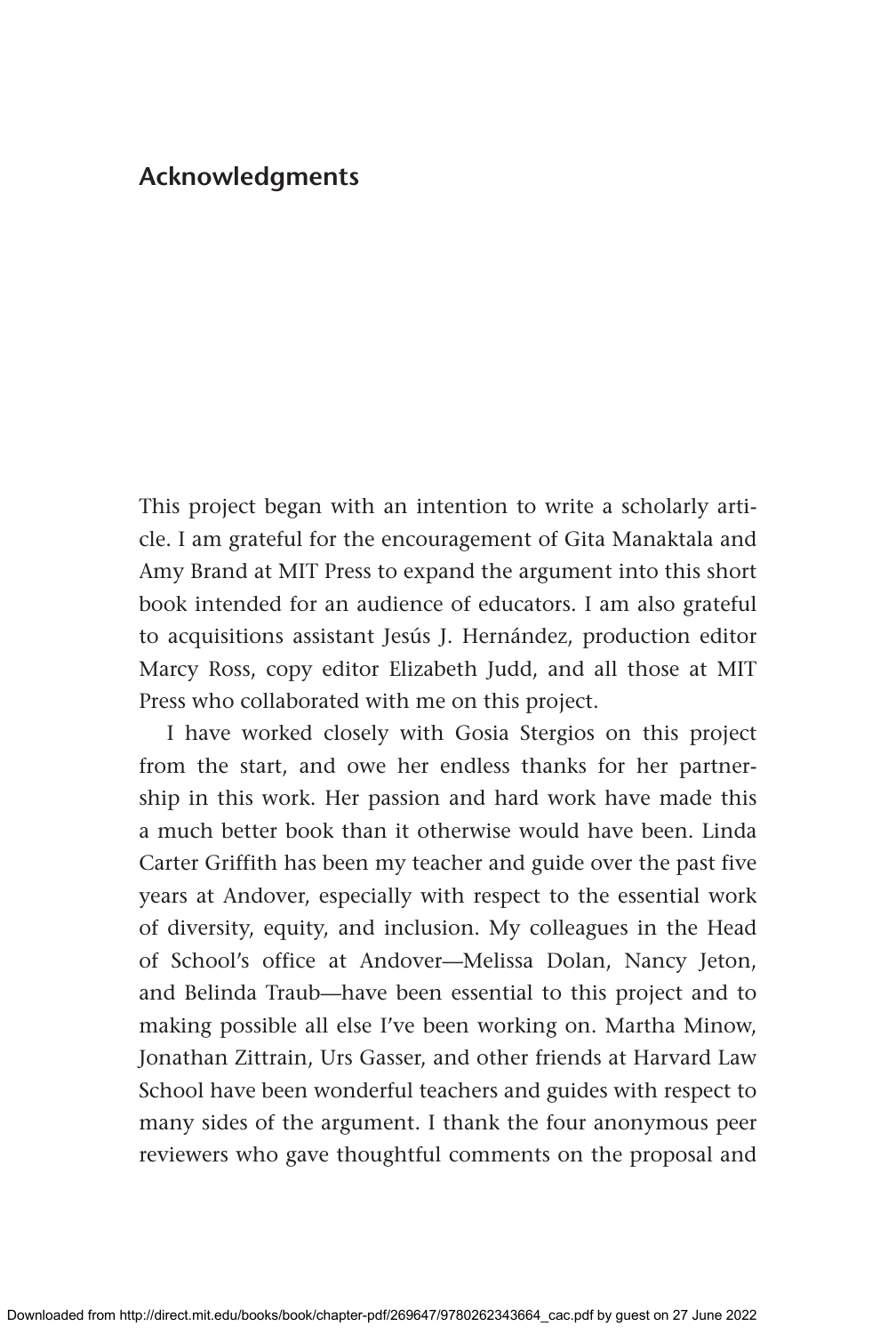# Acknowledgments

This project began with an intention to write a scholarly article. I am grateful for the encouragement of Gita Manaktala and Amy Brand at MIT Press to expand the argument into this short book intended for an audience of educators. I am also grateful to acquisitions assistant Jesús J. Hernández, production editor Marcy Ross, copy editor Elizabeth Judd, and all those at MIT Press who collaborated with me on this project.

I have worked closely with Gosia Stergios on this project from the start, and owe her endless thanks for her partnership in this work. Her passion and hard work have made this a much better book than it otherwise would have been. Linda Carter Griffith has been my teacher and guide over the past five years at Andover, especially with respect to the essential work of diversity, equity, and inclusion. My colleagues in the Head of School's office at Andover—Melissa Dolan, Nancy Jeton, and Belinda Traub—have been essential to this project and to making possible all else I've been working on. Martha Minow, Jonathan Zittrain, Urs Gasser, and other friends at Harvard Law School have been wonderful teachers and guides with respect to many sides of the argument. I thank the four anonymous peer reviewers who gave thoughtful comments on the proposal and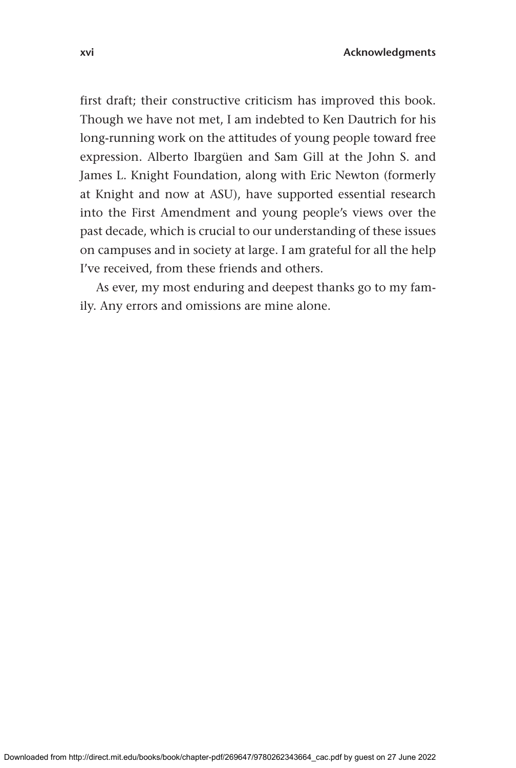first draft; their constructive criticism has improved this book. Though we have not met, I am indebted to Ken Dautrich for his long-running work on the attitudes of young people toward free expression. Alberto Ibargüen and Sam Gill at the John S. and James L. Knight Foundation, along with Eric Newton (formerly at Knight and now at ASU), have supported essential research into the First Amendment and young people's views over the past decade, which is crucial to our understanding of these issues on campuses and in society at large. I am grateful for all the help I've received, from these friends and others.

As ever, my most enduring and deepest thanks go to my family. Any errors and omissions are mine alone.